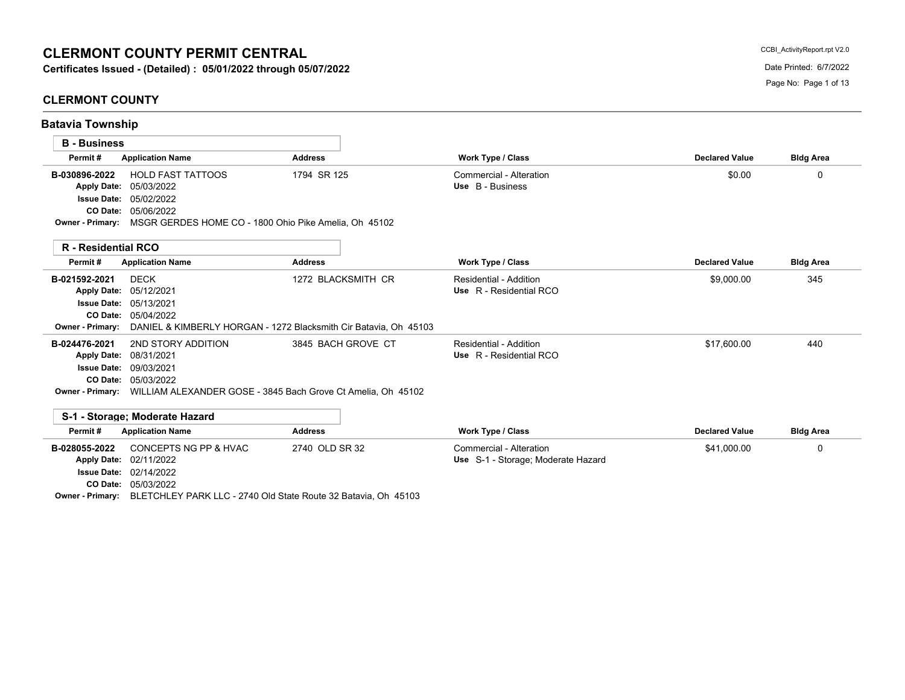# CLERMONT COUNTY PERMIT CENTRAL

**Certificates Issued - (Detailed) : 05/01/2022 through 05/07/2022**

CCBI_ActivityReport.rpt V2.0

Date Printed: 6/7/2022

## CLERMONT COUNTY

### Batavia Township

#### B - Business

| Permit # | Application Name | Address | Work Type / Class | Declared Value | Bldg Area |
|---|---|---|---|---|---|
| B-030896-2022 | HOLD FAST TATTOOS | 1794 SR 125 | Commercial - Alteration<br>Use B - Business | $0.00 | 0 |
| Apply Date: | 05/03/2022 | | | | |
| Issue Date: | 05/02/2022 | | | | |
| CO Date: | 05/06/2022 | | | | |
| Owner - Primary: | MSGR GERDES HOME CO - 1800 Ohio Pike Amelia, Oh 45102 | | | | |

#### R - Residential RCO

| Permit # | Application Name | Address | Work Type / Class | Declared Value | Bldg Area |
|---|---|---|---|---|---|
| B-021592-2021 | DECK | 1272 BLACKSMITH CR | Residential - Addition<br>Use R - Residential RCO | $9,000.00 | 345 |
| Apply Date: | 05/12/2021 | | | | |
| Issue Date: | 05/13/2021 | | | | |
| CO Date: | 05/04/2022 | | | | |
| Owner - Primary: | DANIEL & KIMBERLY HORGAN - 1272 Blacksmith Cir Batavia, Oh 45103 | | | | |
| B-024476-2021 | 2ND STORY ADDITION | 3845 BACH GROVE CT | Residential - Addition<br>Use R - Residential RCO | $17,600.00 | 440 |
| Apply Date: | 08/31/2021 | | | | |
| Issue Date: | 09/03/2021 | | | | |
| CO Date: | 05/03/2022 | | | | |
| Owner - Primary: | WILLIAM ALEXANDER GOSE - 3845 Bach Grove Ct Amelia, Oh 45102 | | | | |

#### S-1 - Storage; Moderate Hazard

| Permit # | Application Name | Address | Work Type / Class | Declared Value | Bldg Area |
|---|---|---|---|---|---|
| B-028055-2022 | CONCEPTS NG PP & HVAC | 2740 OLD SR 32 | Commercial - Alteration<br>Use S-1 - Storage; Moderate Hazard | $41,000.00 | 0 |
| Apply Date: | 02/11/2022 | | | | |
| Issue Date: | 02/14/2022 | | | | |
| CO Date: | 05/03/2022 | | | | |
| Owner - Primary: | BLETCHLEY PARK LLC - 2740 Old State Route 32 Batavia, Oh 45103 | | | | |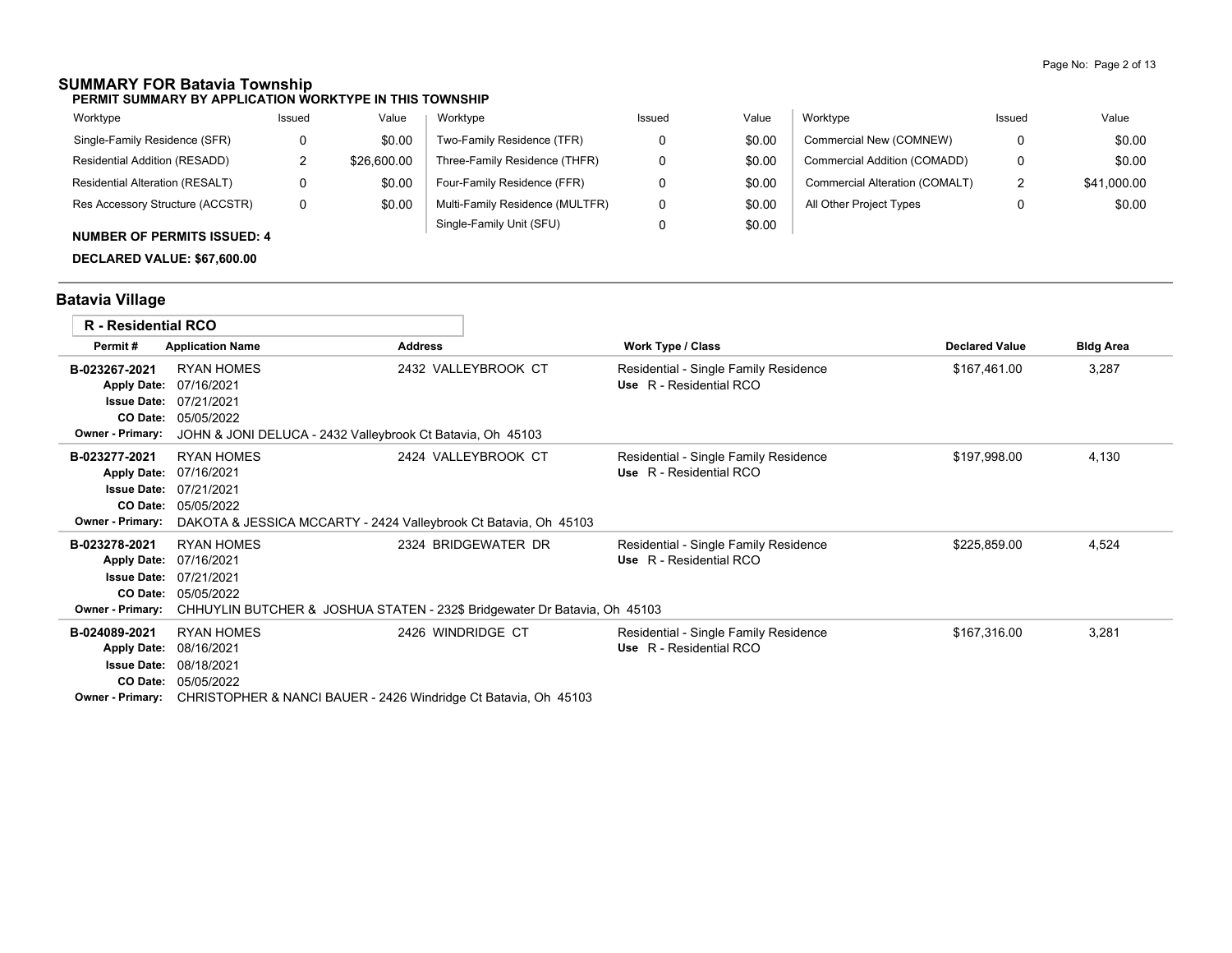## SUMMARY FOR Batavia Township

### PERMIT SUMMARY BY APPLICATION WORKTYPE IN THIS TOWNSHIP

| Worktype | Issued | Value | Worktype | Issued | Value | Worktype | Issued | Value |
|---|---|---|---|---|---|---|---|---|
| Single-Family Residence (SFR) | 0 | $0.00 | Two-Family Residence (TFR) | 0 | $0.00 | Commercial New (COMNEW) | 0 | $0.00 |
| Residential Addition (RESADD) | 2 | $26,600.00 | Three-Family Residence (THFR) | 0 | $0.00 | Commercial Addition (COMADD) | 0 | $0.00 |
| Residential Alteration (RESALT) | 0 | $0.00 | Four-Family Residence (FFR) | 0 | $0.00 | Commercial Alteration (COMALT) | 2 | $41,000.00 |
| Res Accessory Structure (ACCSTR) | 0 | $0.00 | Multi-Family Residence (MULTFR) | 0 | $0.00 | All Other Project Types | 0 | $0.00 |
| | | | Single-Family Unit (SFU) | 0 | $0.00 | | | |

**NUMBER OF PERMITS ISSUED: 4**

**DECLARED VALUE: $67,600.00**

## Batavia Village

### R - Residential RCO

| Permit # | Application Name | Address | Work Type / Class | Declared Value | Bldg Area |
|---|---|---|---|---|---|
| B-023267-2021 | RYAN HOMES | 2432 VALLEYBROOK CT | Residential - Single Family Residence<br>Use R - Residential RCO | $167,461.00 | 3,287 |
| Apply Date: | 07/16/2021 | | | | |
| Issue Date: | 07/21/2021 | | | | |
| CO Date: | 05/05/2022 | | | | |
| Owner - Primary: | JOHN & JONI DELUCA - 2432 Valleybrook Ct Batavia, Oh 45103 | | | | |
| B-023277-2021 | RYAN HOMES | 2424 VALLEYBROOK CT | Residential - Single Family Residence<br>Use R - Residential RCO | $197,998.00 | 4,130 |
| Apply Date: | 07/16/2021 | | | | |
| Issue Date: | 07/21/2021 | | | | |
| CO Date: | 05/05/2022 | | | | |
| Owner - Primary: | DAKOTA & JESSICA MCCARTY - 2424 Valleybrook Ct Batavia, Oh 45103 | | | | |
| B-023278-2021 | RYAN HOMES | 2324 BRIDGEWATER DR | Residential - Single Family Residence<br>Use R - Residential RCO | $225,859.00 | 4,524 |
| Apply Date: | 07/16/2021 | | | | |
| Issue Date: | 07/21/2021 | | | | |
| CO Date: | 05/05/2022 | | | | |
| Owner - Primary: | CHHUYLIN BUTCHER & JOSHUA STATEN - 232$ Bridgewater Dr Batavia, Oh 45103 | | | | |
| B-024089-2021 | RYAN HOMES | 2426 WINDRIDGE CT | Residential - Single Family Residence<br>Use R - Residential RCO | $167,316.00 | 3,281 |
| Apply Date: | 08/16/2021 | | | | |
| Issue Date: | 08/18/2021 | | | | |
| CO Date: | 05/05/2022 | | | | |
| Owner - Primary: | CHRISTOPHER & NANCI BAUER - 2426 Windridge Ct Batavia, Oh 45103 | | | | |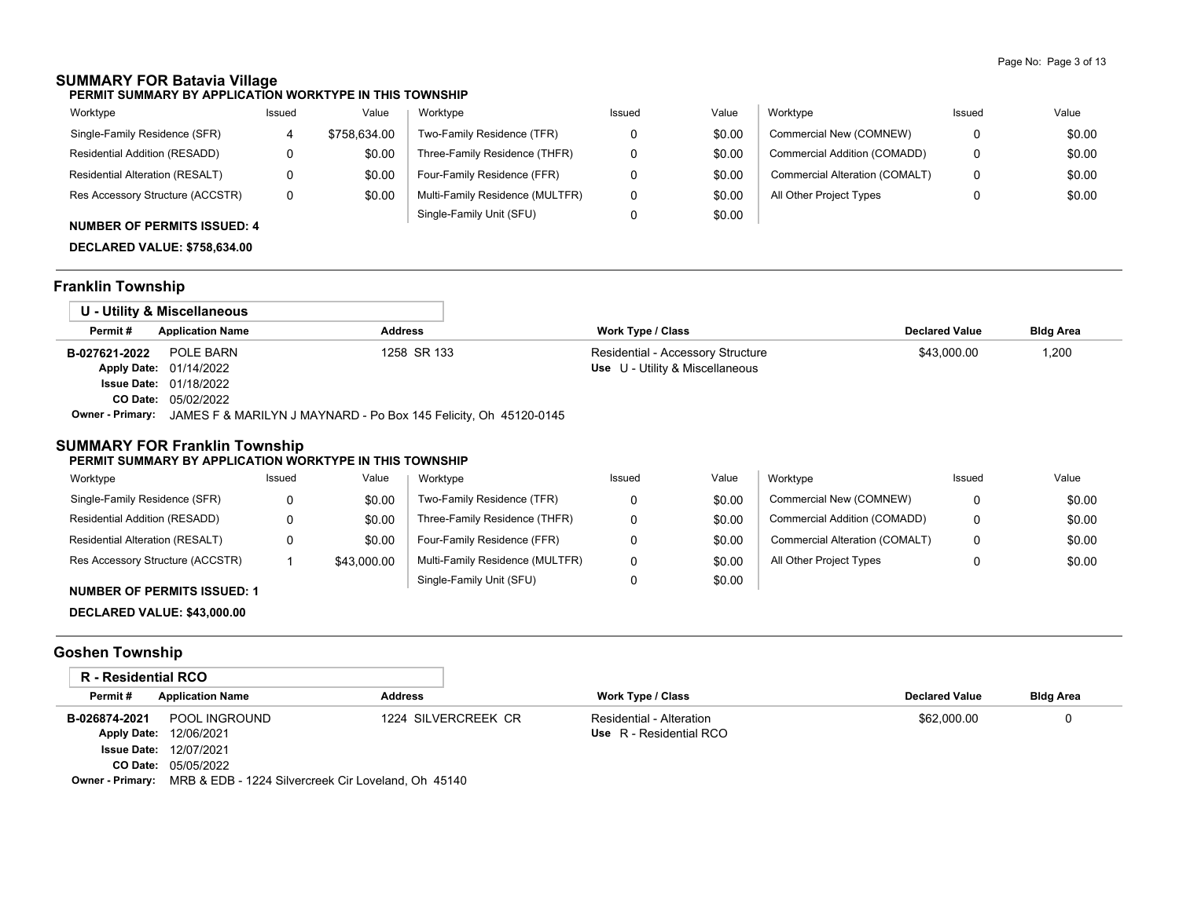## SUMMARY FOR Batavia Village

**PERMIT SUMMARY BY APPLICATION WORKTYPE IN THIS TOWNSHIP**

| Worktype | Issued | Value | Worktype | Issued | Value | Worktype | Issued | Value |
|---|---|---|---|---|---|---|---|---|
| Single-Family Residence (SFR) | 4 | $758,634.00 | Two-Family Residence (TFR) | 0 | $0.00 | Commercial New (COMNEW) | 0 | $0.00 |
| Residential Addition (RESADD) | 0 | $0.00 | Three-Family Residence (THFR) | 0 | $0.00 | Commercial Addition (COMADD) | 0 | $0.00 |
| Residential Alteration (RESALT) | 0 | $0.00 | Four-Family Residence (FFR) | 0 | $0.00 | Commercial Alteration (COMALT) | 0 | $0.00 |
| Res Accessory Structure (ACCSTR) | 0 | $0.00 | Multi-Family Residence (MULTFR) | 0 | $0.00 | All Other Project Types | 0 | $0.00 |
| | | | Single-Family Unit (SFU) | 0 | $0.00 | | | |

**NUMBER OF PERMITS ISSUED: 4**

**DECLARED VALUE: $758,634.00**

## Franklin Township

**U - Utility & Miscellaneous**

| Permit # | Application Name | Address | Work Type / Class | Declared Value | Bldg Area |
|---|---|---|---|---|---|
| B-027621-2022 | POLE BARN | 1258 SR 133 | Residential - Accessory Structure<br>Use U - Utility & Miscellaneous | $43,000.00 | 1,200 |

**Apply Date:** 01/14/2022
**Issue Date:** 01/18/2022
**CO Date:** 05/02/2022
**Owner - Primary:** JAMES F & MARILYN J MAYNARD - Po Box 145 Felicity, Oh 45120-0145

## SUMMARY FOR Franklin Township

**PERMIT SUMMARY BY APPLICATION WORKTYPE IN THIS TOWNSHIP**

| Worktype | Issued | Value | Worktype | Issued | Value | Worktype | Issued | Value |
|---|---|---|---|---|---|---|---|---|
| Single-Family Residence (SFR) | 0 | $0.00 | Two-Family Residence (TFR) | 0 | $0.00 | Commercial New (COMNEW) | 0 | $0.00 |
| Residential Addition (RESADD) | 0 | $0.00 | Three-Family Residence (THFR) | 0 | $0.00 | Commercial Addition (COMADD) | 0 | $0.00 |
| Residential Alteration (RESALT) | 0 | $0.00 | Four-Family Residence (FFR) | 0 | $0.00 | Commercial Alteration (COMALT) | 0 | $0.00 |
| Res Accessory Structure (ACCSTR) | 1 | $43,000.00 | Multi-Family Residence (MULTFR) | 0 | $0.00 | All Other Project Types | 0 | $0.00 |
| | | | Single-Family Unit (SFU) | 0 | $0.00 | | | |

**NUMBER OF PERMITS ISSUED: 1**

**DECLARED VALUE: $43,000.00**

## Goshen Township

**R - Residential RCO**

| Permit # | Application Name | Address | Work Type / Class | Declared Value | Bldg Area |
|---|---|---|---|---|---|
| B-026874-2021 | POOL INGROUND | 1224 SILVERCREEK CR | Residential - Alteration<br>Use R - Residential RCO | $62,000.00 | 0 |

**Apply Date:** 12/06/2021
**Issue Date:** 12/07/2021
**CO Date:** 05/05/2022
**Owner - Primary:** MRB & EDB - 1224 Silvercreek Cir Loveland, Oh 45140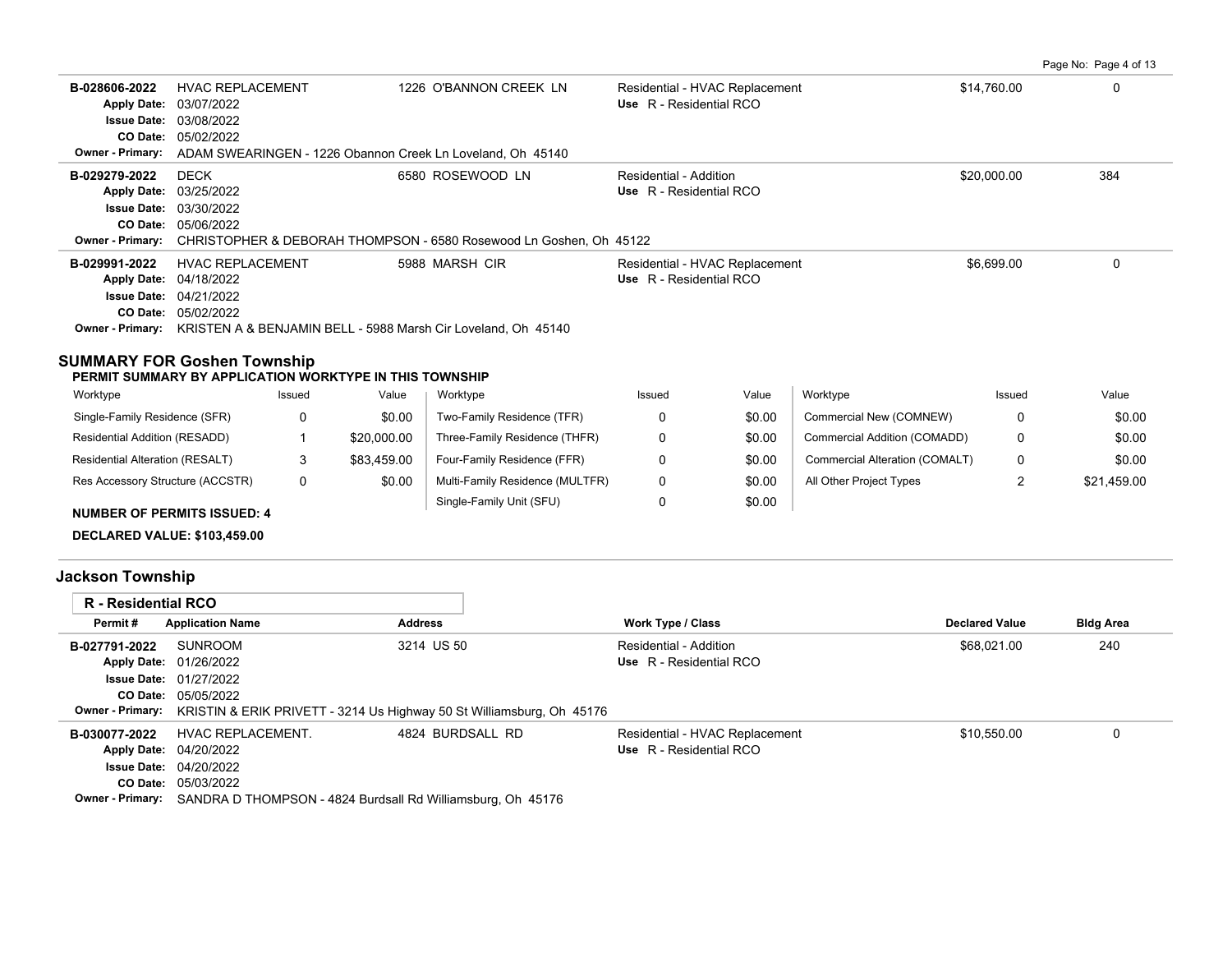| Permit # | Application Name | Address | Work Type / Class | Declared Value | Bldg Area |
|---|---|---|---|---|---|
| B-028606-2022 | HVAC REPLACEMENT | 1226 O'BANNON CREEK LN | Residential - HVAC Replacement<br>Use R - Residential RCO | $14,760.00 | 0 |
| | Apply Date: 03/07/2022<br>Issue Date: 03/08/2022<br>CO Date: 05/02/2022 | | | | |
| | Owner - Primary: ADAM SWEARINGEN - 1226 Obannon Creek Ln Loveland, Oh 45140 | | | | |
| B-029279-2022 | DECK | 6580 ROSEWOOD LN | Residential - Addition<br>Use R - Residential RCO | $20,000.00 | 384 |
| | Apply Date: 03/25/2022<br>Issue Date: 03/30/2022<br>CO Date: 05/06/2022 | | | | |
| | Owner - Primary: CHRISTOPHER & DEBORAH THOMPSON - 6580 Rosewood Ln Goshen, Oh 45122 | | | | |
| B-029991-2022 | HVAC REPLACEMENT | 5988 MARSH CIR | Residential - HVAC Replacement<br>Use R - Residential RCO | $6,699.00 | 0 |
| | Apply Date: 04/18/2022<br>Issue Date: 04/21/2022<br>CO Date: 05/02/2022 | | | | |
| | Owner - Primary: KRISTEN A & BENJAMIN BELL - 5988 Marsh Cir Loveland, Oh 45140 | | | | |

## SUMMARY FOR Goshen Township

**PERMIT SUMMARY BY APPLICATION WORKTYPE IN THIS TOWNSHIP**

| Worktype | Issued | Value | Worktype | Issued | Value | Worktype | Issued | Value |
|---|---|---|---|---|---|---|---|---|
| Single-Family Residence (SFR) | 0 | $0.00 | Two-Family Residence (TFR) | 0 | $0.00 | Commercial New (COMNEW) | 0 | $0.00 |
| Residential Addition (RESADD) | 1 | $20,000.00 | Three-Family Residence (THFR) | 0 | $0.00 | Commercial Addition (COMADD) | 0 | $0.00 |
| Residential Alteration (RESALT) | 3 | $83,459.00 | Four-Family Residence (FFR) | 0 | $0.00 | Commercial Alteration (COMALT) | 0 | $0.00 |
| Res Accessory Structure (ACCSTR) | 0 | $0.00 | Multi-Family Residence (MULTFR) | 0 | $0.00 | All Other Project Types | 2 | $21,459.00 |
| | | | Single-Family Unit (SFU) | 0 | $0.00 | | | |

**NUMBER OF PERMITS ISSUED: 4**

**DECLARED VALUE: $103,459.00**

## Jackson Township

**R - Residential RCO**

| Permit # | Application Name | Address | Work Type / Class | Declared Value | Bldg Area |
|---|---|---|---|---|---|
| B-027791-2022 | SUNROOM | 3214 US 50 | Residential - Addition<br>Use R - Residential RCO | $68,021.00 | 240 |
| | Apply Date: 01/26/2022<br>Issue Date: 01/27/2022<br>CO Date: 05/05/2022 | | | | |
| | Owner - Primary: KRISTIN & ERIK PRIVETT - 3214 Us Highway 50 St Williamsburg, Oh 45176 | | | | |
| B-030077-2022 | HVAC REPLACEMENT. | 4824 BURDSALL RD | Residential - HVAC Replacement<br>Use R - Residential RCO | $10,550.00 | 0 |
| | Apply Date: 04/20/2022<br>Issue Date: 04/20/2022<br>CO Date: 05/03/2022 | | | | |
| | Owner - Primary: SANDRA D THOMPSON - 4824 Burdsall Rd Williamsburg, Oh 45176 | | | | |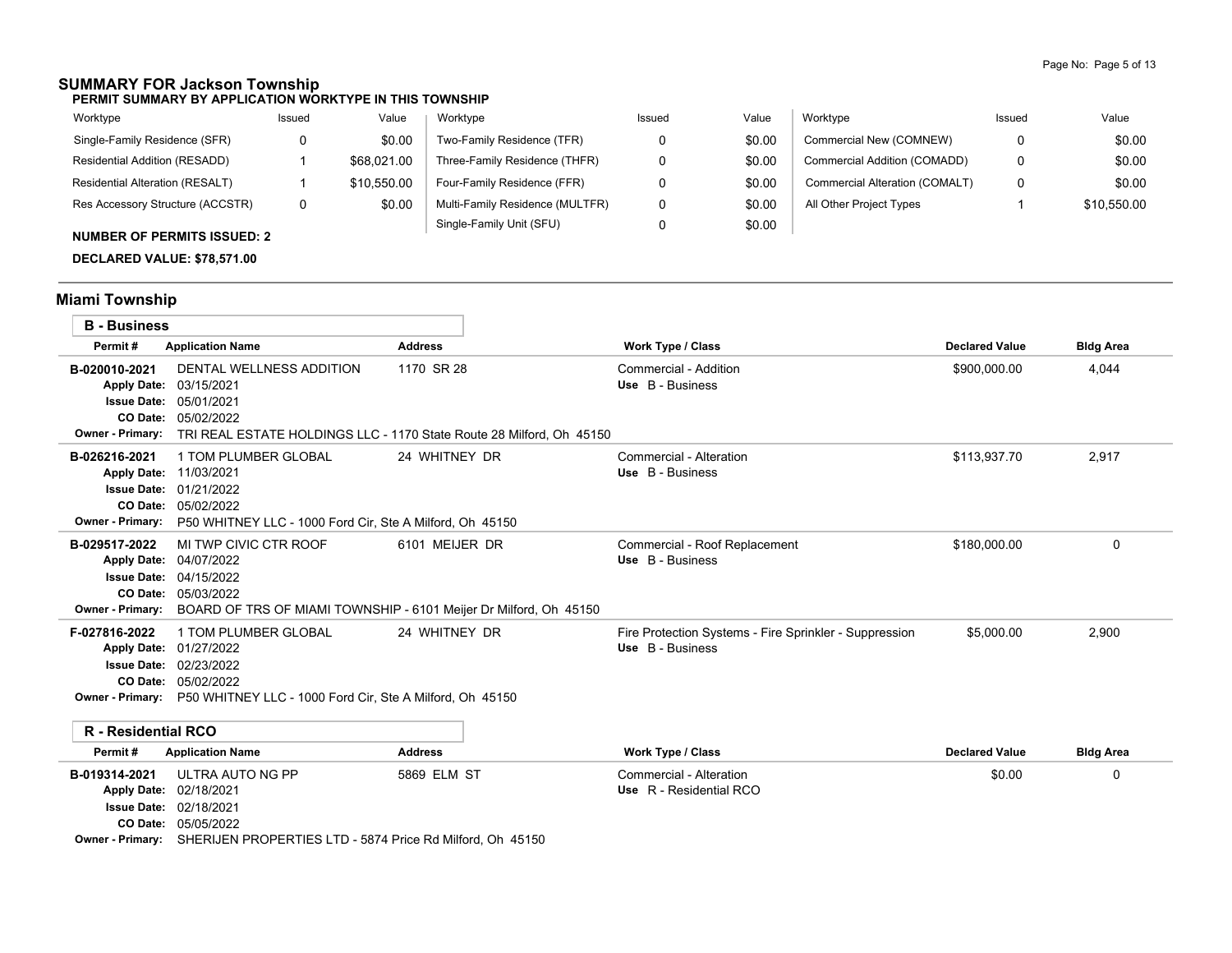## SUMMARY FOR Jackson Township

### PERMIT SUMMARY BY APPLICATION WORKTYPE IN THIS TOWNSHIP

| Worktype | Issued | Value | Worktype | Issued | Value | Worktype | Issued | Value |
|---|---|---|---|---|---|---|---|---|
| Single-Family Residence (SFR) | 0 | $0.00 | Two-Family Residence (TFR) | 0 | $0.00 | Commercial New (COMNEW) | 0 | $0.00 |
| Residential Addition (RESADD) | 1 | $68,021.00 | Three-Family Residence (THFR) | 0 | $0.00 | Commercial Addition (COMADD) | 0 | $0.00 |
| Residential Alteration (RESALT) | 1 | $10,550.00 | Four-Family Residence (FFR) | 0 | $0.00 | Commercial Alteration (COMALT) | 0 | $0.00 |
| Res Accessory Structure (ACCSTR) | 0 | $0.00 | Multi-Family Residence (MULTFR) | 0 | $0.00 | All Other Project Types | 1 | $10,550.00 |
| | | | Single-Family Unit (SFU) | 0 | $0.00 | | | |

**NUMBER OF PERMITS ISSUED: 2**

**DECLARED VALUE: $78,571.00**

## Miami Township

### B - Business

| Permit # | Application Name | Address | Work Type / Class | Declared Value | Bldg Area |
|---|---|---|---|---|---|
| B-020010-2021<br>Apply Date: 03/15/2021<br>Issue Date: 05/01/2021<br>CO Date: 05/02/2022 | DENTAL WELLNESS ADDITION | 1170 SR 28 | Commercial - Addition<br>Use B - Business | $900,000.00 | 4,044 |
| Owner - Primary: | TRI REAL ESTATE HOLDINGS LLC - 1170 State Route 28 Milford, Oh 45150 | | | | |
| B-026216-2021<br>Apply Date: 11/03/2021<br>Issue Date: 01/21/2022<br>CO Date: 05/02/2022 | 1 TOM PLUMBER GLOBAL | 24 WHITNEY DR | Commercial - Alteration<br>Use B - Business | $113,937.70 | 2,917 |
| Owner - Primary: | P50 WHITNEY LLC - 1000 Ford Cir, Ste A Milford, Oh 45150 | | | | |
| B-029517-2022<br>Apply Date: 04/07/2022<br>Issue Date: 04/15/2022<br>CO Date: 05/03/2022 | MI TWP CIVIC CTR ROOF | 6101 MEIJER DR | Commercial - Roof Replacement<br>Use B - Business | $180,000.00 | 0 |
| Owner - Primary: | BOARD OF TRS OF MIAMI TOWNSHIP - 6101 Meijer Dr Milford, Oh 45150 | | | | |
| F-027816-2022<br>Apply Date: 01/27/2022<br>Issue Date: 02/23/2022<br>CO Date: 05/02/2022 | 1 TOM PLUMBER GLOBAL | 24 WHITNEY DR | Fire Protection Systems - Fire Sprinkler - Suppression<br>Use B - Business | $5,000.00 | 2,900 |
| Owner - Primary: | P50 WHITNEY LLC - 1000 Ford Cir, Ste A Milford, Oh 45150 | | | | |

### R - Residential RCO

| Permit # | Application Name | Address | Work Type / Class | Declared Value | Bldg Area |
|---|---|---|---|---|---|
| B-019314-2021<br>Apply Date: 02/18/2021<br>Issue Date: 02/18/2021<br>CO Date: 05/05/2022 | ULTRA AUTO NG PP | 5869 ELM ST | Commercial - Alteration<br>Use R - Residential RCO | $0.00 | 0 |
| Owner - Primary: | SHERIJEN PROPERTIES LTD - 5874 Price Rd Milford, Oh 45150 | | | | |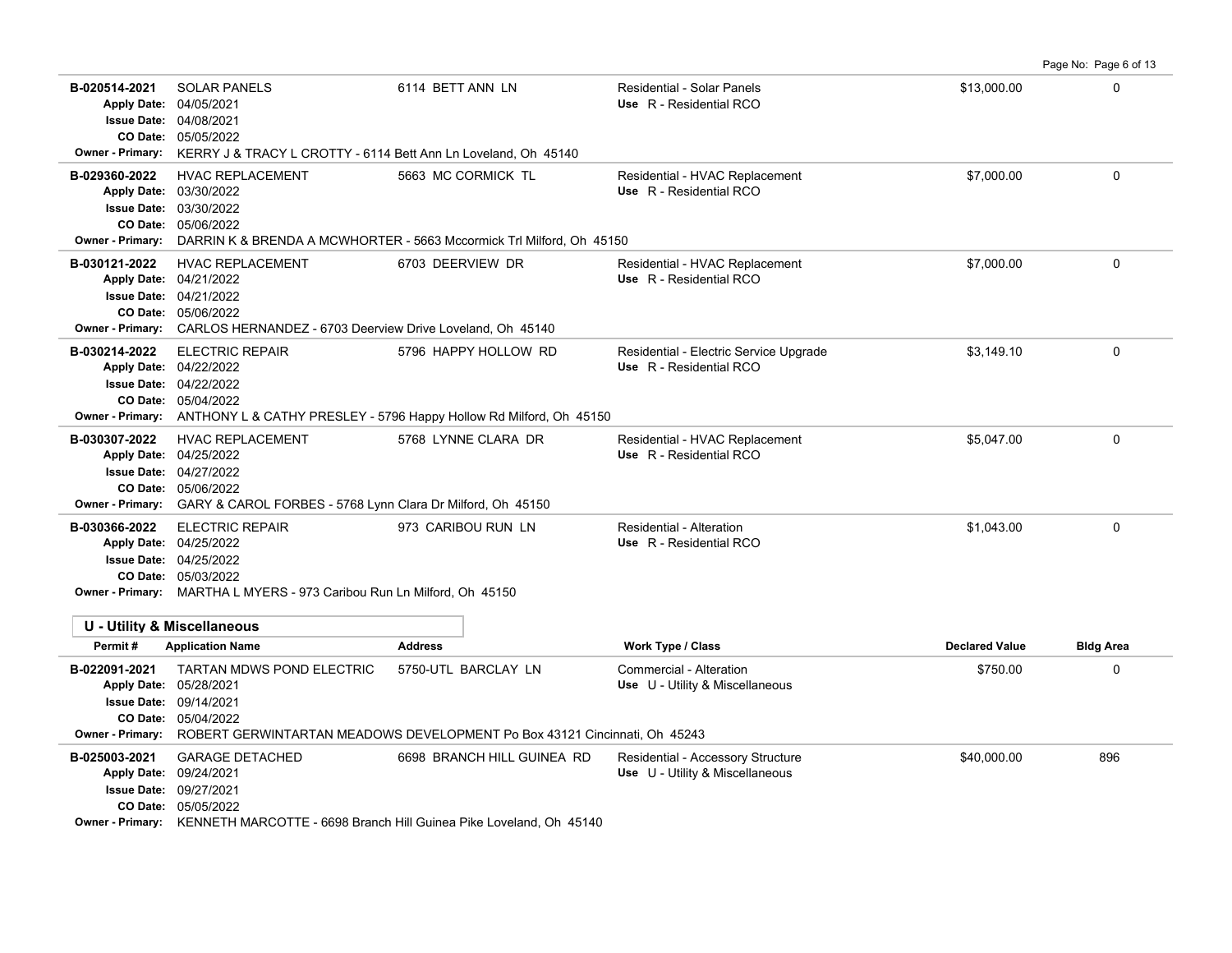| Permit # | Application Name | Address | Work Type / Class | Declared Value | Bldg Area |
|---|---|---|---|---|---|
| B-020514-2021 | SOLAR PANELS | 6114 BETT ANN LN | Residential - Solar Panels | $13,000.00 | 0 |
| Apply Date: 04/05/2021 | | | Use R - Residential RCO | | |
| Issue Date: 04/08/2021 | | | | | |
| CO Date: 05/05/2022 | | | | | |
| Owner - Primary: KERRY J & TRACY L CROTTY - 6114 Bett Ann Ln Loveland, Oh 45140 | | | | | |
| B-029360-2022 | HVAC REPLACEMENT | 5663 MC CORMICK TL | Residential - HVAC Replacement | $7,000.00 | 0 |
| Apply Date: 03/30/2022 | | | Use R - Residential RCO | | |
| Issue Date: 03/30/2022 | | | | | |
| CO Date: 05/06/2022 | | | | | |
| Owner - Primary: DARRIN K & BRENDA A MCWHORTER - 5663 Mccormick Trl Milford, Oh 45150 | | | | | |
| B-030121-2022 | HVAC REPLACEMENT | 6703 DEERVIEW DR | Residential - HVAC Replacement | $7,000.00 | 0 |
| Apply Date: 04/21/2022 | | | Use R - Residential RCO | | |
| Issue Date: 04/21/2022 | | | | | |
| CO Date: 05/06/2022 | | | | | |
| Owner - Primary: CARLOS HERNANDEZ - 6703 Deerview Drive Loveland, Oh 45140 | | | | | |
| B-030214-2022 | ELECTRIC REPAIR | 5796 HAPPY HOLLOW RD | Residential - Electric Service Upgrade | $3,149.10 | 0 |
| Apply Date: 04/22/2022 | | | Use R - Residential RCO | | |
| Issue Date: 04/22/2022 | | | | | |
| CO Date: 05/04/2022 | | | | | |
| Owner - Primary: ANTHONY L & CATHY PRESLEY - 5796 Happy Hollow Rd Milford, Oh 45150 | | | | | |
| B-030307-2022 | HVAC REPLACEMENT | 5768 LYNNE CLARA DR | Residential - HVAC Replacement | $5,047.00 | 0 |
| Apply Date: 04/25/2022 | | | Use R - Residential RCO | | |
| Issue Date: 04/27/2022 | | | | | |
| CO Date: 05/06/2022 | | | | | |
| Owner - Primary: GARY & CAROL FORBES - 5768 Lynn Clara Dr Milford, Oh 45150 | | | | | |
| B-030366-2022 | ELECTRIC REPAIR | 973 CARIBOU RUN LN | Residential - Alteration | $1,043.00 | 0 |
| Apply Date: 04/25/2022 | | | Use R - Residential RCO | | |
| Issue Date: 04/25/2022 | | | | | |
| CO Date: 05/03/2022 | | | | | |
| Owner - Primary: MARTHA L MYERS - 973 Caribou Run Ln Milford, Oh 45150 | | | | | |

## U - Utility & Miscellaneous

| Permit # | Application Name | Address | Work Type / Class | Declared Value | Bldg Area |
|---|---|---|---|---|---|
| B-022091-2021 | TARTAN MDWS POND ELECTRIC | 5750-UTL BARCLAY LN | Commercial - Alteration | $750.00 | 0 |
| Apply Date: 05/28/2021 | | | Use U - Utility & Miscellaneous | | |
| Issue Date: 09/14/2021 | | | | | |
| CO Date: 05/04/2022 | | | | | |
| Owner - Primary: ROBERT GERWINTARTAN MEADOWS DEVELOPMENT Po Box 43121 Cincinnati, Oh 45243 | | | | | |
| B-025003-2021 | GARAGE DETACHED | 6698 BRANCH HILL GUINEA RD | Residential - Accessory Structure | $40,000.00 | 896 |
| Apply Date: 09/24/2021 | | | Use U - Utility & Miscellaneous | | |
| Issue Date: 09/27/2021 | | | | | |
| CO Date: 05/05/2022 | | | | | |
| Owner - Primary: KENNETH MARCOTTE - 6698 Branch Hill Guinea Pike Loveland, Oh 45140 | | | | | |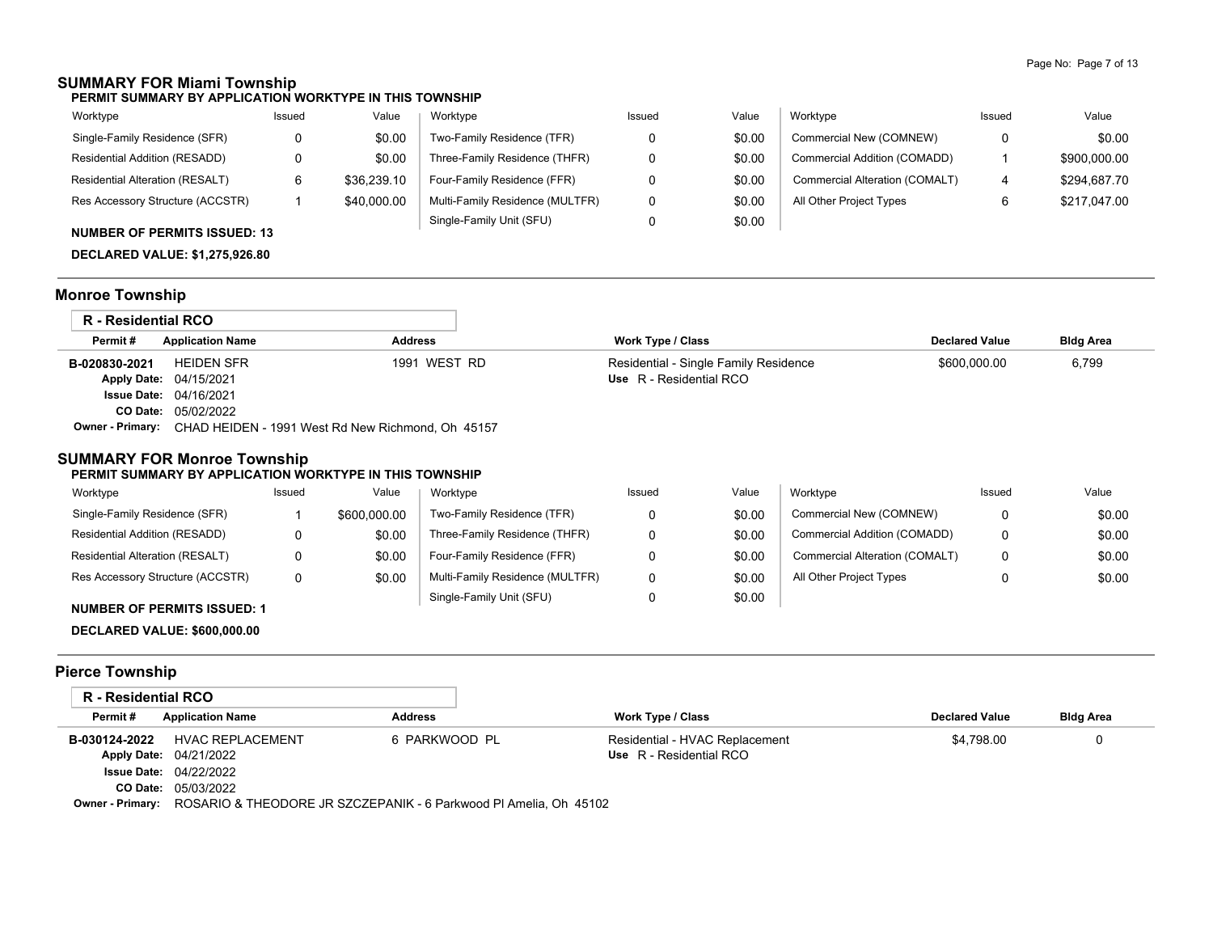## SUMMARY FOR Miami Township

**PERMIT SUMMARY BY APPLICATION WORKTYPE IN THIS TOWNSHIP**

| Worktype | Issued | Value | Worktype | Issued | Value | Worktype | Issued | Value |
|---|---|---|---|---|---|---|---|---|
| Single-Family Residence (SFR) | 0 | $0.00 | Two-Family Residence (TFR) | 0 | $0.00 | Commercial New (COMNEW) | 0 | $0.00 |
| Residential Addition (RESADD) | 0 | $0.00 | Three-Family Residence (THFR) | 0 | $0.00 | Commercial Addition (COMADD) | 1 | $900,000.00 |
| Residential Alteration (RESALT) | 6 | $36,239.10 | Four-Family Residence (FFR) | 0 | $0.00 | Commercial Alteration (COMALT) | 4 | $294,687.70 |
| Res Accessory Structure (ACCSTR) | 1 | $40,000.00 | Multi-Family Residence (MULTFR) | 0 | $0.00 | All Other Project Types | 6 | $217,047.00 |
| | | | Single-Family Unit (SFU) | 0 | $0.00 | | | |

**NUMBER OF PERMITS ISSUED: 13**

**DECLARED VALUE: $1,275,926.80**

## Monroe Township

**R - Residential RCO**

| Permit # | Application Name | Address | Work Type / Class | Declared Value | Bldg Area |
|---|---|---|---|---|---|
| B-020830-2021 | HEIDEN SFR | 1991 WEST RD | Residential - Single Family Residence<br>Use R - Residential RCO | $600,000.00 | 6,799 |

**Apply Date:** 04/15/2021
**Issue Date:** 04/16/2021
**CO Date:** 05/02/2022
**Owner - Primary:** CHAD HEIDEN - 1991 West Rd New Richmond, Oh 45157

## SUMMARY FOR Monroe Township

**PERMIT SUMMARY BY APPLICATION WORKTYPE IN THIS TOWNSHIP**

| Worktype | Issued | Value | Worktype | Issued | Value | Worktype | Issued | Value |
|---|---|---|---|---|---|---|---|---|
| Single-Family Residence (SFR) | 1 | $600,000.00 | Two-Family Residence (TFR) | 0 | $0.00 | Commercial New (COMNEW) | 0 | $0.00 |
| Residential Addition (RESADD) | 0 | $0.00 | Three-Family Residence (THFR) | 0 | $0.00 | Commercial Addition (COMADD) | 0 | $0.00 |
| Residential Alteration (RESALT) | 0 | $0.00 | Four-Family Residence (FFR) | 0 | $0.00 | Commercial Alteration (COMALT) | 0 | $0.00 |
| Res Accessory Structure (ACCSTR) | 0 | $0.00 | Multi-Family Residence (MULTFR) | 0 | $0.00 | All Other Project Types | 0 | $0.00 |
| | | | Single-Family Unit (SFU) | 0 | $0.00 | | | |

**NUMBER OF PERMITS ISSUED: 1**

**DECLARED VALUE: $600,000.00**

## Pierce Township

**R - Residential RCO**

| Permit # | Application Name | Address | Work Type / Class | Declared Value | Bldg Area |
|---|---|---|---|---|---|
| B-030124-2022 | HVAC REPLACEMENT | 6 PARKWOOD PL | Residential - HVAC Replacement<br>Use R - Residential RCO | $4,798.00 | 0 |

**Apply Date:** 04/21/2022
**Issue Date:** 04/22/2022
**CO Date:** 05/03/2022
**Owner - Primary:** ROSARIO & THEODORE JR SZCZEPANIK - 6 Parkwood Pl Amelia, Oh 45102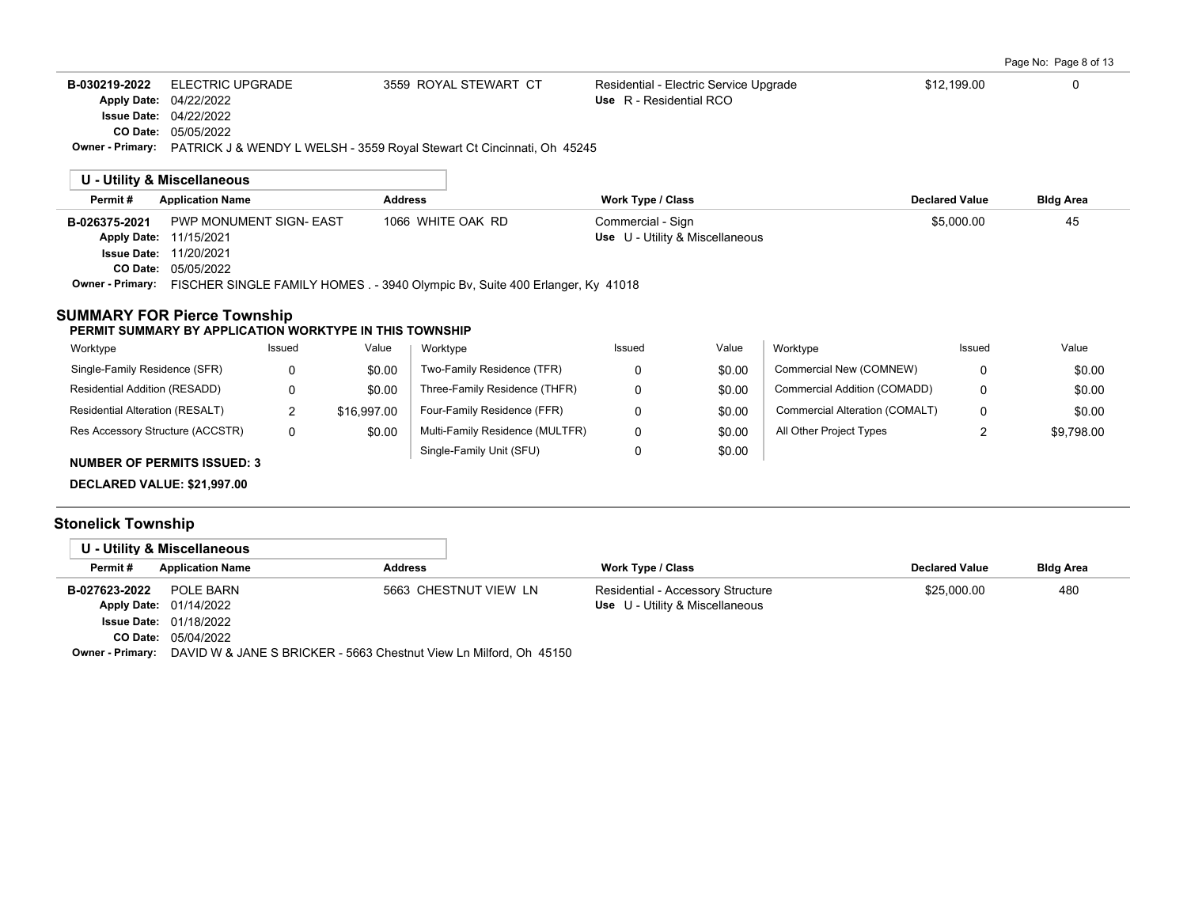| Permit # | Application Name | Address | Work Type / Class | Declared Value | Bldg Area |
|---|---|---|---|---|---|
| B-030219-2022 | ELECTRIC UPGRADE | 3559 ROYAL STEWART CT | Residential - Electric Service Upgrade | $12,199.00 | 0 |
| Apply Date: 04/22/2022 | | | Use R - Residential RCO | | |
| Issue Date: 04/22/2022 | | | | | |
| CO Date: 05/05/2022 | | | | | |

**Owner - Primary:** PATRICK J & WENDY L WELSH - 3559 Royal Stewart Ct Cincinnati, Oh 45245

### U - Utility & Miscellaneous

| Permit # | Application Name | Address | Work Type / Class | Declared Value | Bldg Area |
|---|---|---|---|---|---|
| B-026375-2021 | PWP MONUMENT SIGN- EAST | 1066 WHITE OAK RD | Commercial - Sign | $5,000.00 | 45 |
| Apply Date: 11/15/2021 | | | Use U - Utility & Miscellaneous | | |
| Issue Date: 11/20/2021 | | | | | |
| CO Date: 05/05/2022 | | | | | |

**Owner - Primary:** FISCHER SINGLE FAMILY HOMES . - 3940 Olympic Bv, Suite 400 Erlanger, Ky 41018

## SUMMARY FOR Pierce Township

**PERMIT SUMMARY BY APPLICATION WORKTYPE IN THIS TOWNSHIP**

| Worktype | Issued | Value | Worktype | Issued | Value | Worktype | Issued | Value |
|---|---|---|---|---|---|---|---|---|
| Single-Family Residence (SFR) | 0 | $0.00 | Two-Family Residence (TFR) | 0 | $0.00 | Commercial New (COMNEW) | 0 | $0.00 |
| Residential Addition (RESADD) | 0 | $0.00 | Three-Family Residence (THFR) | 0 | $0.00 | Commercial Addition (COMADD) | 0 | $0.00 |
| Residential Alteration (RESALT) | 2 | $16,997.00 | Four-Family Residence (FFR) | 0 | $0.00 | Commercial Alteration (COMALT) | 0 | $0.00 |
| Res Accessory Structure (ACCSTR) | 0 | $0.00 | Multi-Family Residence (MULTFR) | 0 | $0.00 | All Other Project Types | 2 | $9,798.00 |
| | | | Single-Family Unit (SFU) | 0 | $0.00 | | | |

**NUMBER OF PERMITS ISSUED: 3**

**DECLARED VALUE: $21,997.00**

## Stonelick Township

### U - Utility & Miscellaneous

| Permit # | Application Name | Address | Work Type / Class | Declared Value | Bldg Area |
|---|---|---|---|---|---|
| B-027623-2022 | POLE BARN | 5663 CHESTNUT VIEW LN | Residential - Accessory Structure | $25,000.00 | 480 |
| Apply Date: 01/14/2022 | | | Use U - Utility & Miscellaneous | | |
| Issue Date: 01/18/2022 | | | | | |
| CO Date: 05/04/2022 | | | | | |

**Owner - Primary:** DAVID W & JANE S BRICKER - 5663 Chestnut View Ln Milford, Oh 45150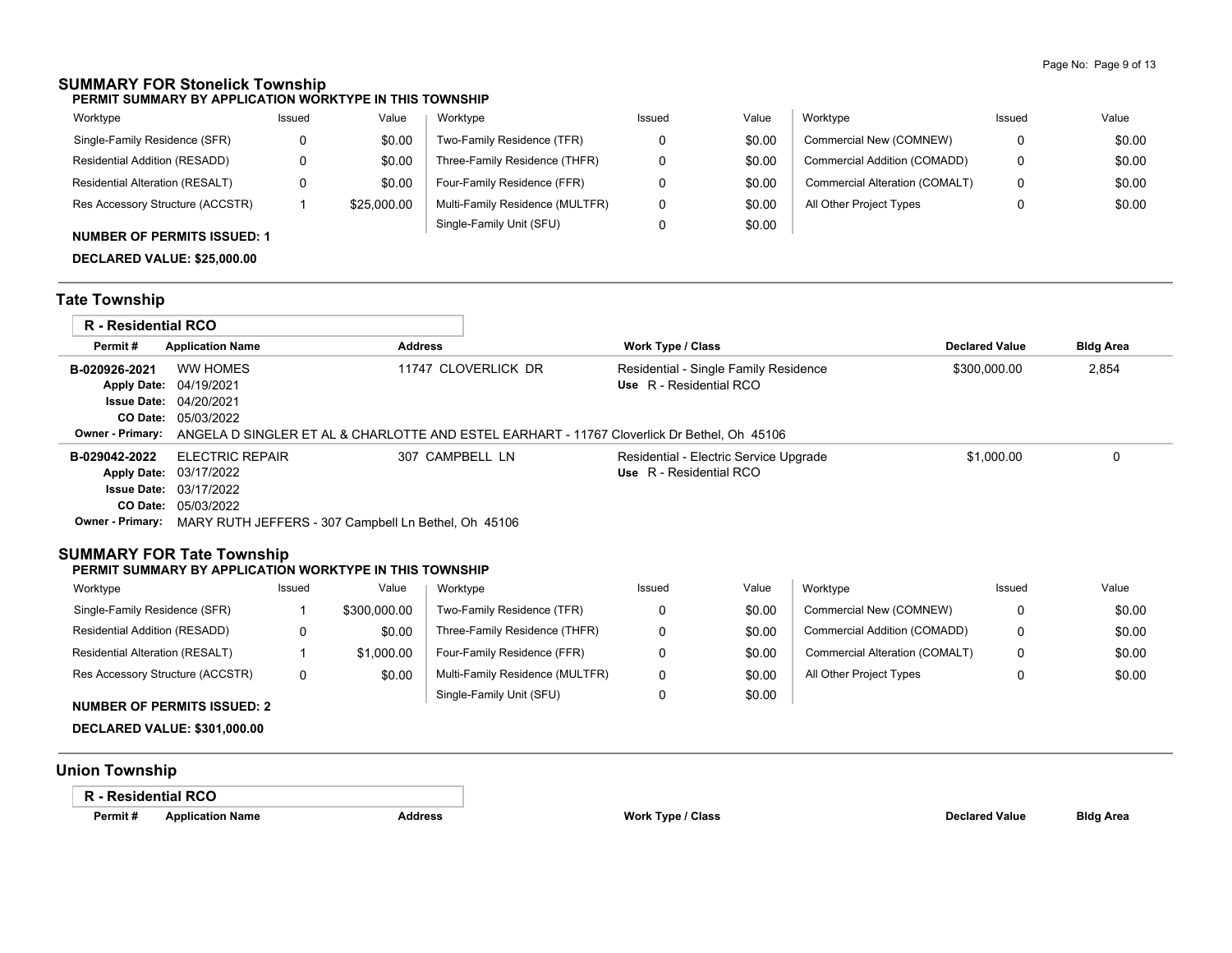## SUMMARY FOR Stonelick Township

**PERMIT SUMMARY BY APPLICATION WORKTYPE IN THIS TOWNSHIP**

| Worktype | Issued | Value | Worktype | Issued | Value | Worktype | Issued | Value |
|---|---|---|---|---|---|---|---|---|
| Single-Family Residence (SFR) | 0 | $0.00 | Two-Family Residence (TFR) | 0 | $0.00 | Commercial New (COMNEW) | 0 | $0.00 |
| Residential Addition (RESADD) | 0 | $0.00 | Three-Family Residence (THFR) | 0 | $0.00 | Commercial Addition (COMADD) | 0 | $0.00 |
| Residential Alteration (RESALT) | 0 | $0.00 | Four-Family Residence (FFR) | 0 | $0.00 | Commercial Alteration (COMALT) | 0 | $0.00 |
| Res Accessory Structure (ACCSTR) | 1 | $25,000.00 | Multi-Family Residence (MULTFR) | 0 | $0.00 | All Other Project Types | 0 | $0.00 |
| | | | Single-Family Unit (SFU) | 0 | $0.00 | | | |

**NUMBER OF PERMITS ISSUED: 1**

**DECLARED VALUE: $25,000.00**

## Tate Township

**R - Residential RCO**

| Permit # | Application Name | Address | Work Type / Class | Declared Value | Bldg Area |
|---|---|---|---|---|---|
| B-020926-2021 | WW HOMES | 11747 CLOVERLICK DR | Residential - Single Family Residence<br>Use R - Residential RCO | $300,000.00 | 2,854 |
| Apply Date: 04/19/2021<br>Issue Date: 04/20/2021<br>CO Date: 05/03/2022 | | | | | |
| Owner - Primary: ANGELA D SINGLER ET AL & CHARLOTTE AND ESTEL EARHART - 11767 Cloverlick Dr Bethel, Oh 45106 | | | | | |
| B-029042-2022 | ELECTRIC REPAIR | 307 CAMPBELL LN | Residential - Electric Service Upgrade<br>Use R - Residential RCO | $1,000.00 | 0 |
| Apply Date: 03/17/2022<br>Issue Date: 03/17/2022<br>CO Date: 05/03/2022 | | | | | |
| Owner - Primary: MARY RUTH JEFFERS - 307 Campbell Ln Bethel, Oh 45106 | | | | | |

## SUMMARY FOR Tate Township

**PERMIT SUMMARY BY APPLICATION WORKTYPE IN THIS TOWNSHIP**

| Worktype | Issued | Value | Worktype | Issued | Value | Worktype | Issued | Value |
|---|---|---|---|---|---|---|---|---|
| Single-Family Residence (SFR) | 1 | $300,000.00 | Two-Family Residence (TFR) | 0 | $0.00 | Commercial New (COMNEW) | 0 | $0.00 |
| Residential Addition (RESADD) | 0 | $0.00 | Three-Family Residence (THFR) | 0 | $0.00 | Commercial Addition (COMADD) | 0 | $0.00 |
| Residential Alteration (RESALT) | 1 | $1,000.00 | Four-Family Residence (FFR) | 0 | $0.00 | Commercial Alteration (COMALT) | 0 | $0.00 |
| Res Accessory Structure (ACCSTR) | 0 | $0.00 | Multi-Family Residence (MULTFR) | 0 | $0.00 | All Other Project Types | 0 | $0.00 |
| | | | Single-Family Unit (SFU) | 0 | $0.00 | | | |

**NUMBER OF PERMITS ISSUED: 2**

**DECLARED VALUE: $301,000.00**

## Union Township

**R - Residential RCO**

| Permit # | Application Name | Address | Work Type / Class | Declared Value | Bldg Area |
|---|---|---|---|---|---|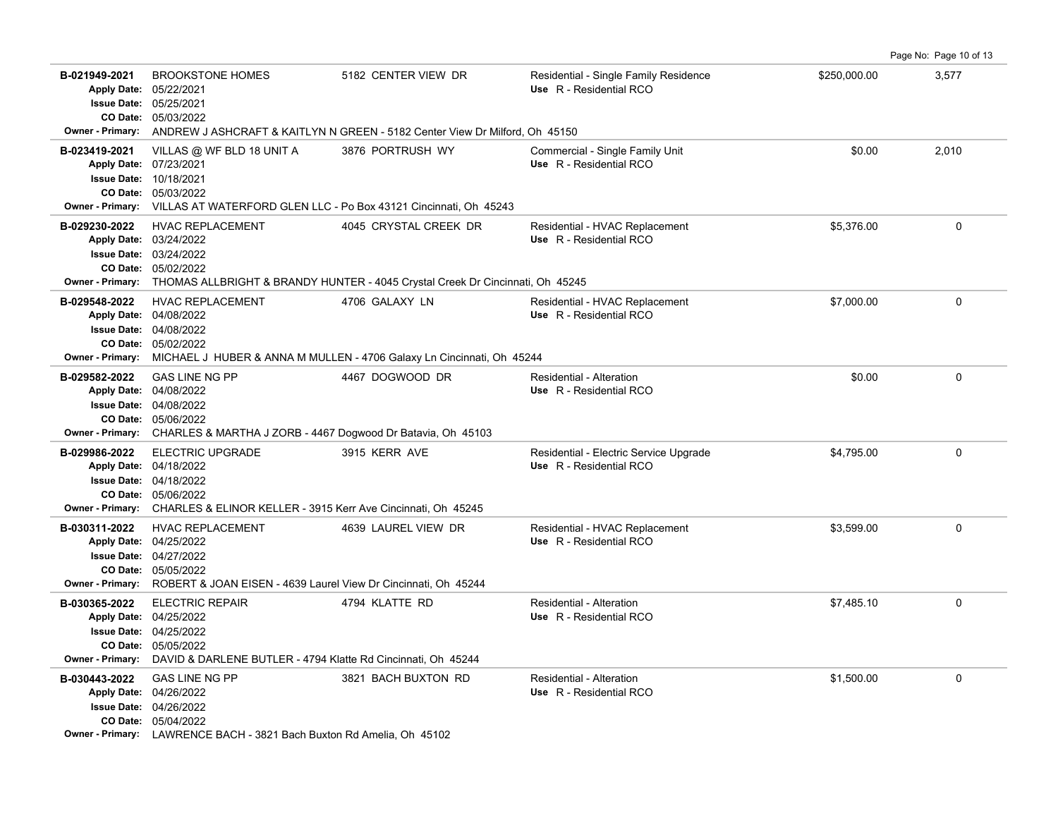| Permit # | Description | Address | Type / Use | Value | Sq Ft |
|---|---|---|---|---|---|
| B-021949-2021<br>Apply Date: 05/22/2021<br>Issue Date: 05/25/2021<br>CO Date: 05/03/2022 | BROOKSTONE HOMES | 5182 CENTER VIEW DR | Residential - Single Family Residence<br>Use R - Residential RCO | $250,000.00 | 3,577 |
| Owner - Primary: ANDREW J ASHCRAFT & KAITLYN N GREEN - 5182 Center View Dr Milford, Oh 45150 | | | | | |
| B-023419-2021<br>Apply Date: 07/23/2021<br>Issue Date: 10/18/2021<br>CO Date: 05/03/2022 | VILLAS @ WF BLD 18 UNIT A | 3876 PORTRUSH WY | Commercial - Single Family Unit<br>Use R - Residential RCO | $0.00 | 2,010 |
| Owner - Primary: VILLAS AT WATERFORD GLEN LLC - Po Box 43121 Cincinnati, Oh 45243 | | | | | |
| B-029230-2022<br>Apply Date: 03/24/2022<br>Issue Date: 03/24/2022<br>CO Date: 05/02/2022 | HVAC REPLACEMENT | 4045 CRYSTAL CREEK DR | Residential - HVAC Replacement<br>Use R - Residential RCO | $5,376.00 | 0 |
| Owner - Primary: THOMAS ALLBRIGHT & BRANDY HUNTER - 4045 Crystal Creek Dr Cincinnati, Oh 45245 | | | | | |
| B-029548-2022<br>Apply Date: 04/08/2022<br>Issue Date: 04/08/2022<br>CO Date: 05/02/2022 | HVAC REPLACEMENT | 4706 GALAXY LN | Residential - HVAC Replacement<br>Use R - Residential RCO | $7,000.00 | 0 |
| Owner - Primary: MICHAEL J HUBER & ANNA M MULLEN - 4706 Galaxy Ln Cincinnati, Oh 45244 | | | | | |
| B-029582-2022<br>Apply Date: 04/08/2022<br>Issue Date: 04/08/2022<br>CO Date: 05/06/2022 | GAS LINE NG PP | 4467 DOGWOOD DR | Residential - Alteration<br>Use R - Residential RCO | $0.00 | 0 |
| Owner - Primary: CHARLES & MARTHA J ZORB - 4467 Dogwood Dr Batavia, Oh 45103 | | | | | |
| B-029986-2022<br>Apply Date: 04/18/2022<br>Issue Date: 04/18/2022<br>CO Date: 05/06/2022 | ELECTRIC UPGRADE | 3915 KERR AVE | Residential - Electric Service Upgrade<br>Use R - Residential RCO | $4,795.00 | 0 |
| Owner - Primary: CHARLES & ELINOR KELLER - 3915 Kerr Ave Cincinnati, Oh 45245 | | | | | |
| B-030311-2022<br>Apply Date: 04/25/2022<br>Issue Date: 04/27/2022<br>CO Date: 05/05/2022 | HVAC REPLACEMENT | 4639 LAUREL VIEW DR | Residential - HVAC Replacement<br>Use R - Residential RCO | $3,599.00 | 0 |
| Owner - Primary: ROBERT & JOAN EISEN - 4639 Laurel View Dr Cincinnati, Oh 45244 | | | | | |
| B-030365-2022<br>Apply Date: 04/25/2022<br>Issue Date: 04/25/2022<br>CO Date: 05/05/2022 | ELECTRIC REPAIR | 4794 KLATTE RD | Residential - Alteration<br>Use R - Residential RCO | $7,485.10 | 0 |
| Owner - Primary: DAVID & DARLENE BUTLER - 4794 Klatte Rd Cincinnati, Oh 45244 | | | | | |
| B-030443-2022<br>Apply Date: 04/26/2022<br>Issue Date: 04/26/2022<br>CO Date: 05/04/2022 | GAS LINE NG PP | 3821 BACH BUXTON RD | Residential - Alteration<br>Use R - Residential RCO | $1,500.00 | 0 |
| Owner - Primary: LAWRENCE BACH - 3821 Bach Buxton Rd Amelia, Oh 45102 | | | | | |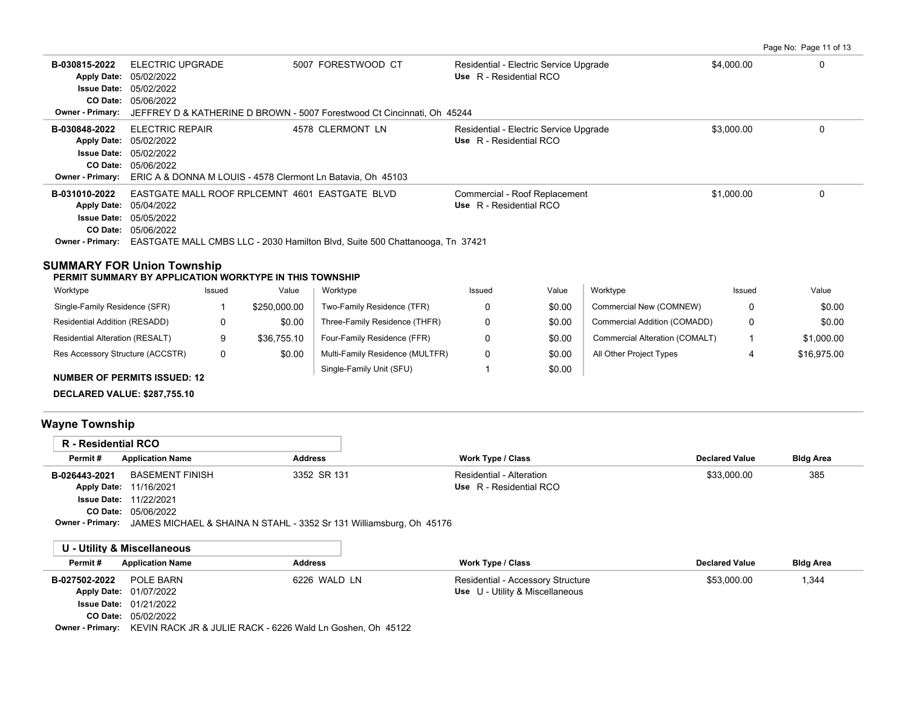| Permit # | Application Name | Address | Work Type / Class | Declared Value | Bldg Area |
|---|---|---|---|---|---|
| B-030815-2022 | ELECTRIC UPGRADE | 5007 FORESTWOOD CT | Residential - Electric Service Upgrade | $4,000.00 | 0 |
| Apply Date: 05/02/2022 | | | Use R - Residential RCO | | |
| Issue Date: 05/02/2022 | | | | | |
| CO Date: 05/06/2022 | | | | | |
| Owner - Primary: JEFFREY D & KATHERINE D BROWN - 5007 Forestwood Ct Cincinnati, Oh 45244 | | | | | |
| B-030848-2022 | ELECTRIC REPAIR | 4578 CLERMONT LN | Residential - Electric Service Upgrade | $3,000.00 | 0 |
| Apply Date: 05/02/2022 | | | Use R - Residential RCO | | |
| Issue Date: 05/02/2022 | | | | | |
| CO Date: 05/06/2022 | | | | | |
| Owner - Primary: ERIC A & DONNA M LOUIS - 4578 Clermont Ln Batavia, Oh 45103 | | | | | |
| B-031010-2022 | EASTGATE MALL ROOF RPLCEMNT | 4601 EASTGATE BLVD | Commercial - Roof Replacement | $1,000.00 | 0 |
| Apply Date: 05/04/2022 | | | Use R - Residential RCO | | |
| Issue Date: 05/05/2022 | | | | | |
| CO Date: 05/06/2022 | | | | | |
| Owner - Primary: EASTGATE MALL CMBS LLC - 2030 Hamilton Blvd, Suite 500 Chattanooga, Tn 37421 | | | | | |

## SUMMARY FOR Union Township

**PERMIT SUMMARY BY APPLICATION WORKTYPE IN THIS TOWNSHIP**

| Worktype | Issued | Value | Worktype | Issued | Value | Worktype | Issued | Value |
|---|---|---|---|---|---|---|---|---|
| Single-Family Residence (SFR) | 1 | $250,000.00 | Two-Family Residence (TFR) | 0 | $0.00 | Commercial New (COMNEW) | 0 | $0.00 |
| Residential Addition (RESADD) | 0 | $0.00 | Three-Family Residence (THFR) | 0 | $0.00 | Commercial Addition (COMADD) | 0 | $0.00 |
| Residential Alteration (RESALT) | 9 | $36,755.10 | Four-Family Residence (FFR) | 0 | $0.00 | Commercial Alteration (COMALT) | 1 | $1,000.00 |
| Res Accessory Structure (ACCSTR) | 0 | $0.00 | Multi-Family Residence (MULTFR) | 0 | $0.00 | All Other Project Types | 4 | $16,975.00 |
| | | | Single-Family Unit (SFU) | 1 | $0.00 | | | |

**NUMBER OF PERMITS ISSUED: 12**

**DECLARED VALUE: $287,755.10**

## Wayne Township

### R - Residential RCO

| Permit # | Application Name | Address | Work Type / Class | Declared Value | Bldg Area |
|---|---|---|---|---|---|
| B-026443-2021 | BASEMENT FINISH | 3352 SR 131 | Residential - Alteration | $33,000.00 | 385 |
| Apply Date: 11/16/2021 | | | Use R - Residential RCO | | |
| Issue Date: 11/22/2021 | | | | | |
| CO Date: 05/06/2022 | | | | | |
| Owner - Primary: JAMES MICHAEL & SHAINA N STAHL - 3352 Sr 131 Williamsburg, Oh 45176 | | | | | |

### U - Utility & Miscellaneous

| Permit # | Application Name | Address | Work Type / Class | Declared Value | Bldg Area |
|---|---|---|---|---|---|
| B-027502-2022 | POLE BARN | 6226 WALD LN | Residential - Accessory Structure | $53,000.00 | 1,344 |
| Apply Date: 01/07/2022 | | | Use U - Utility & Miscellaneous | | |
| Issue Date: 01/21/2022 | | | | | |
| CO Date: 05/02/2022 | | | | | |
| Owner - Primary: KEVIN RACK JR & JULIE RACK - 6226 Wald Ln Goshen, Oh 45122 | | | | | |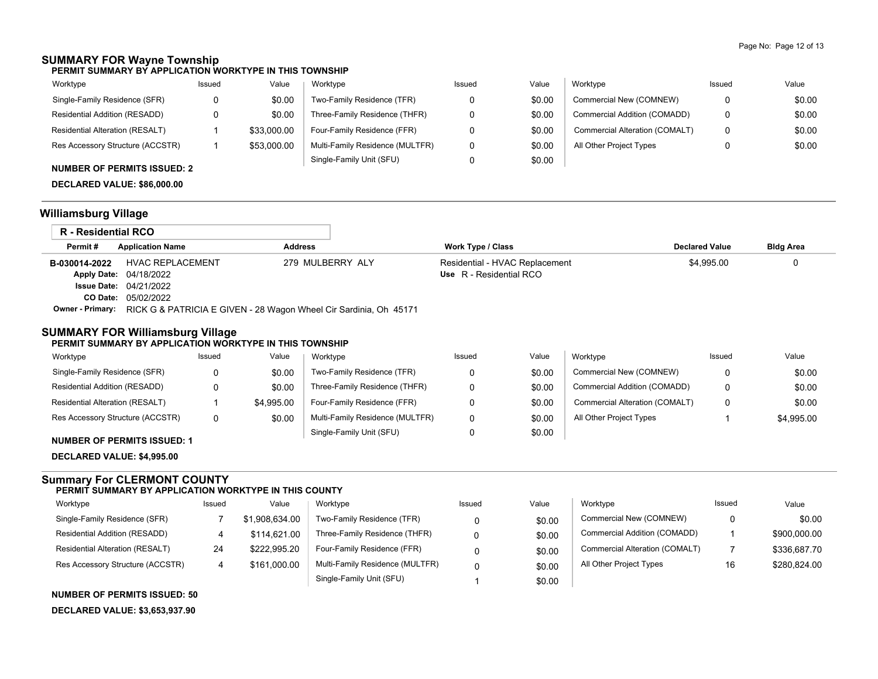## SUMMARY FOR Wayne Township

**PERMIT SUMMARY BY APPLICATION WORKTYPE IN THIS TOWNSHIP**

| Worktype | Issued | Value | Worktype | Issued | Value | Worktype | Issued | Value |
|---|---|---|---|---|---|---|---|---|
| Single-Family Residence (SFR) | 0 | $0.00 | Two-Family Residence (TFR) | 0 | $0.00 | Commercial New (COMNEW) | 0 | $0.00 |
| Residential Addition (RESADD) | 0 | $0.00 | Three-Family Residence (THFR) | 0 | $0.00 | Commercial Addition (COMADD) | 0 | $0.00 |
| Residential Alteration (RESALT) | 1 | $33,000.00 | Four-Family Residence (FFR) | 0 | $0.00 | Commercial Alteration (COMALT) | 0 | $0.00 |
| Res Accessory Structure (ACCSTR) | 1 | $53,000.00 | Multi-Family Residence (MULTFR) | 0 | $0.00 | All Other Project Types | 0 | $0.00 |
| | | | Single-Family Unit (SFU) | 0 | $0.00 | | | |

**NUMBER OF PERMITS ISSUED: 2**

**DECLARED VALUE: $86,000.00**

## Williamsburg Village

### R - Residential RCO

| Permit # | Application Name | Address | Work Type / Class | Declared Value | Bldg Area |
|---|---|---|---|---|---|
| B-030014-2022 | HVAC REPLACEMENT | 279 MULBERRY ALY | Residential - HVAC Replacement<br>Use R - Residential RCO | $4,995.00 | 0 |

**Apply Date:** 04/18/2022
**Issue Date:** 04/21/2022
**CO Date:** 05/02/2022
**Owner - Primary:** RICK G & PATRICIA E GIVEN - 28 Wagon Wheel Cir Sardinia, Oh 45171

## SUMMARY FOR Williamsburg Village

**PERMIT SUMMARY BY APPLICATION WORKTYPE IN THIS TOWNSHIP**

| Worktype | Issued | Value | Worktype | Issued | Value | Worktype | Issued | Value |
|---|---|---|---|---|---|---|---|---|
| Single-Family Residence (SFR) | 0 | $0.00 | Two-Family Residence (TFR) | 0 | $0.00 | Commercial New (COMNEW) | 0 | $0.00 |
| Residential Addition (RESADD) | 0 | $0.00 | Three-Family Residence (THFR) | 0 | $0.00 | Commercial Addition (COMADD) | 0 | $0.00 |
| Residential Alteration (RESALT) | 1 | $4,995.00 | Four-Family Residence (FFR) | 0 | $0.00 | Commercial Alteration (COMALT) | 0 | $0.00 |
| Res Accessory Structure (ACCSTR) | 0 | $0.00 | Multi-Family Residence (MULTFR) | 0 | $0.00 | All Other Project Types | 1 | $4,995.00 |
| | | | Single-Family Unit (SFU) | 0 | $0.00 | | | |

**NUMBER OF PERMITS ISSUED: 1**

**DECLARED VALUE: $4,995.00**

## Summary For CLERMONT COUNTY

**PERMIT SUMMARY BY APPLICATION WORKTYPE IN THIS COUNTY**

| Worktype | Issued | Value | Worktype | Issued | Value | Worktype | Issued | Value |
|---|---|---|---|---|---|---|---|---|
| Single-Family Residence (SFR) | 7 | $1,908,634.00 | Two-Family Residence (TFR) | 0 | $0.00 | Commercial New (COMNEW) | 0 | $0.00 |
| Residential Addition (RESADD) | 4 | $114,621.00 | Three-Family Residence (THFR) | 0 | $0.00 | Commercial Addition (COMADD) | 1 | $900,000.00 |
| Residential Alteration (RESALT) | 24 | $222,995.20 | Four-Family Residence (FFR) | 0 | $0.00 | Commercial Alteration (COMALT) | 7 | $336,687.70 |
| Res Accessory Structure (ACCSTR) | 4 | $161,000.00 | Multi-Family Residence (MULTFR) | 0 | $0.00 | All Other Project Types | 16 | $280,824.00 |
| | | | Single-Family Unit (SFU) | 1 | $0.00 | | | |

**NUMBER OF PERMITS ISSUED: 50**

**DECLARED VALUE: $3,653,937.90**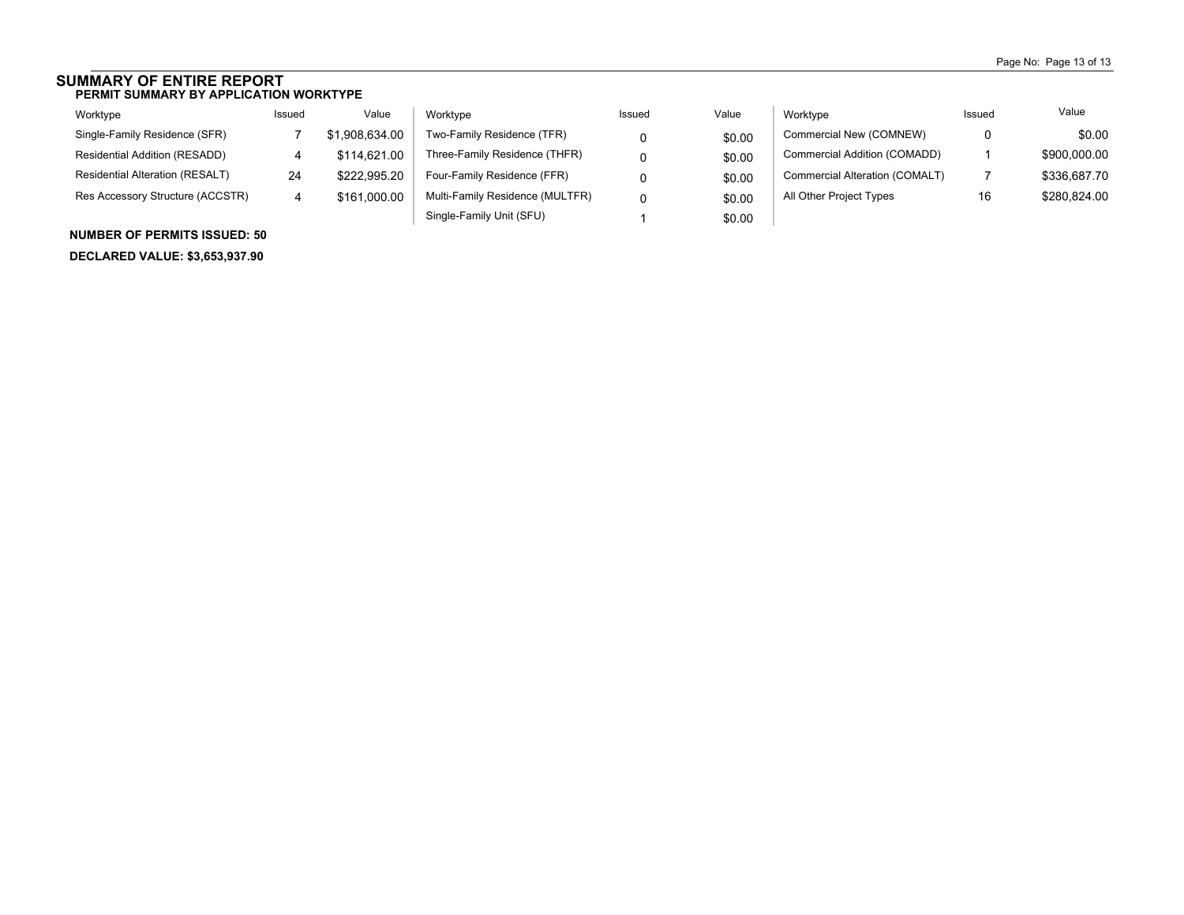# SUMMARY OF ENTIRE REPORT

## PERMIT SUMMARY BY APPLICATION WORKTYPE

| Worktype | Issued | Value |
|---|---|---|
| Single-Family Residence (SFR) | 7 | $1,908,634.00 |
| Residential Addition (RESADD) | 4 | $114,621.00 |
| Residential Alteration (RESALT) | 24 | $222,995.20 |
| Res Accessory Structure (ACCSTR) | 4 | $161,000.00 |

| Worktype | Issued | Value |
|---|---|---|
| Two-Family Residence (TFR) | 0 | $0.00 |
| Three-Family Residence (THFR) | 0 | $0.00 |
| Four-Family Residence (FFR) | 0 | $0.00 |
| Multi-Family Residence (MULTFR) | 0 | $0.00 |
| Single-Family Unit (SFU) | 1 | $0.00 |

| Worktype | Issued | Value |
|---|---|---|
| Commercial New (COMNEW) | 0 | $0.00 |
| Commercial Addition (COMADD) | 1 | $900,000.00 |
| Commercial Alteration (COMALT) | 7 | $336,687.70 |
| All Other Project Types | 16 | $280,824.00 |

**NUMBER OF PERMITS ISSUED: 50**

**DECLARED VALUE: $3,653,937.90**